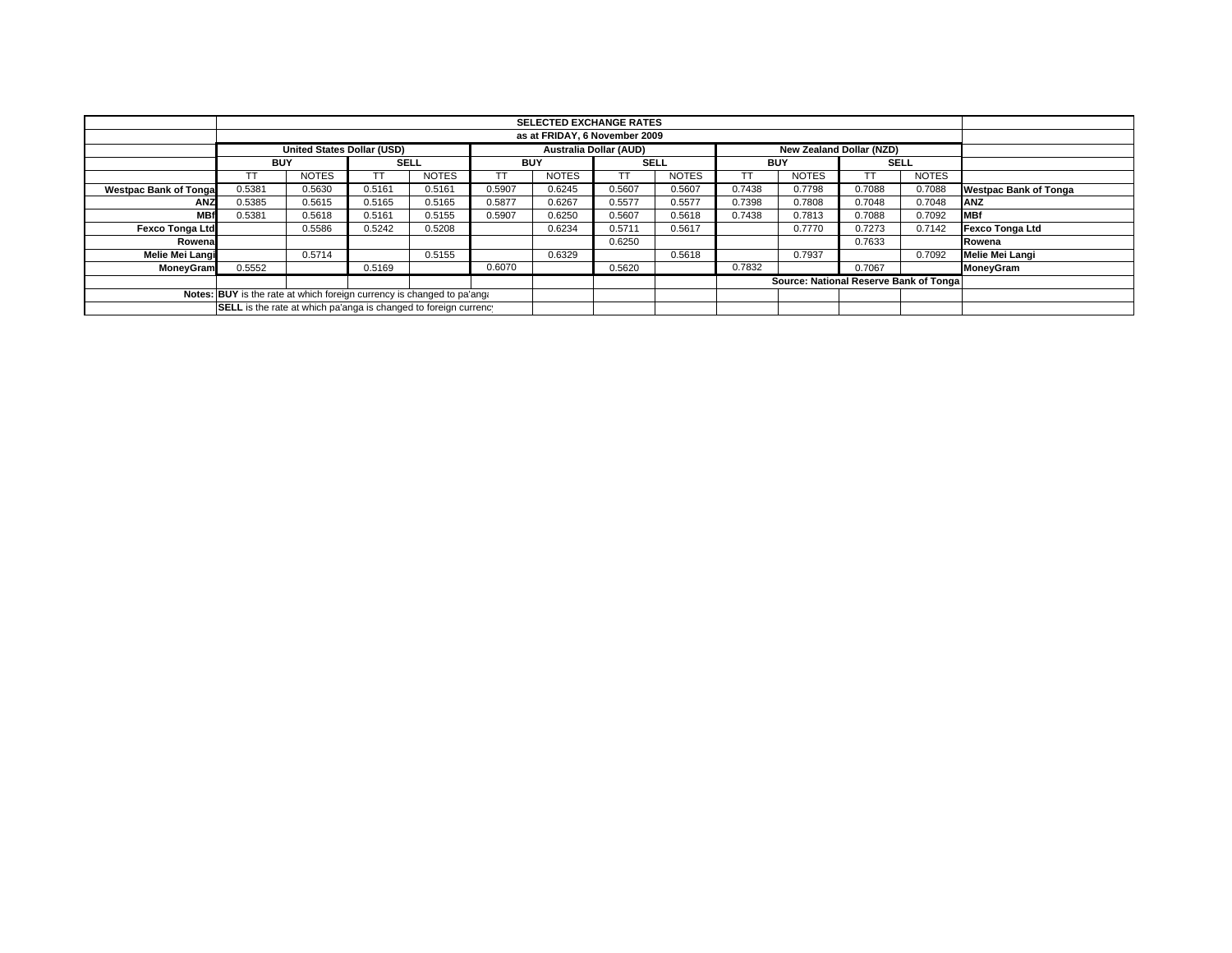| | SELECTED EXCHANGE RATES | | | | | | | | | | | | |
|---|---|---|---|---|---|---|---|---|---|---|---|---|---|
| | as at FRIDAY, 6 November 2009 | | | | | | | | | | | | |
| | United States Dollar (USD) | | | | Australia Dollar (AUD) | | | | New Zealand Dollar (NZD) | | | | |
| | BUY | | SELL | | BUY | | SELL | | BUY | | SELL | | |
| | TT | NOTES | TT | NOTES | TT | NOTES | TT | NOTES | TT | NOTES | TT | NOTES | |
| **Westpac Bank of Tonga** | 0.5381 | 0.5630 | 0.5161 | 0.5161 | 0.5907 | 0.6245 | 0.5607 | 0.5607 | 0.7438 | 0.7798 | 0.7088 | 0.7088 | **Westpac Bank of Tonga** |
| **ANZ** | 0.5385 | 0.5615 | 0.5165 | 0.5165 | 0.5877 | 0.6267 | 0.5577 | 0.5577 | 0.7398 | 0.7808 | 0.7048 | 0.7048 | **ANZ** |
| **MBf** | 0.5381 | 0.5618 | 0.5161 | 0.5155 | 0.5907 | 0.6250 | 0.5607 | 0.5618 | 0.7438 | 0.7813 | 0.7088 | 0.7092 | **MBf** |
| **Fexco Tonga Ltd** | | 0.5586 | 0.5242 | 0.5208 | | 0.6234 | 0.5711 | 0.5617 | | 0.7770 | 0.7273 | 0.7142 | **Fexco Tonga Ltd** |
| **Rowena** | | | | | | | 0.6250 | | | | 0.7633 | | **Rowena** |
| **Melie Mei Langi** | | 0.5714 | | 0.5155 | | 0.6329 | | 0.5618 | | 0.7937 | | 0.7092 | **Melie Mei Langi** |
| **MoneyGram** | 0.5552 | | 0.5169 | | 0.6070 | | 0.5620 | | 0.7832 | | 0.7067 | | **MoneyGram** |
| | | | | | | | | | **Source: National Reserve Bank of Tonga** | | | | |
| **Notes:** | **BUY** is the rate at which foreign currency is changed to pa'anga | | | | | | | | | | | | |
| | **SELL** is the rate at which pa'anga is changed to foreign currency | | | | | | | | | | | | |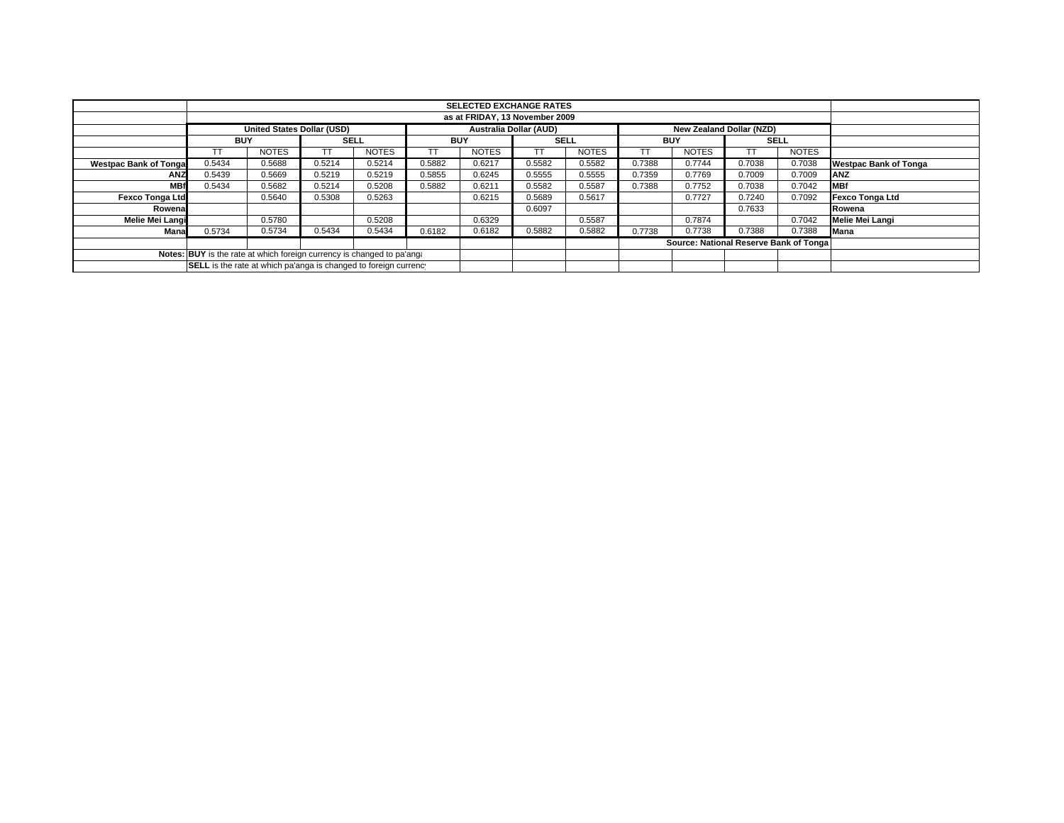| | SELECTED EXCHANGE RATES | | | | | | | | | | | | |
|---|---|---|---|---|---|---|---|---|---|---|---|---|---|
| | as at FRIDAY, 13 November 2009 | | | | | | | | | | | | |
| | United States Dollar (USD) | | | | Australia Dollar (AUD) | | | | New Zealand Dollar (NZD) | | | | |
| | BUY | | SELL | | BUY | | SELL | | BUY | | SELL | | |
| | TT | NOTES | TT | NOTES | TT | NOTES | TT | NOTES | TT | NOTES | TT | NOTES | |
| Westpac Bank of Tonga | 0.5434 | 0.5688 | 0.5214 | 0.5214 | 0.5882 | 0.6217 | 0.5582 | 0.5582 | 0.7388 | 0.7744 | 0.7038 | 0.7038 | Westpac Bank of Tonga |
| ANZ | 0.5439 | 0.5669 | 0.5219 | 0.5219 | 0.5855 | 0.6245 | 0.5555 | 0.5555 | 0.7359 | 0.7769 | 0.7009 | 0.7009 | ANZ |
| MBf | 0.5434 | 0.5682 | 0.5214 | 0.5208 | 0.5882 | 0.6211 | 0.5582 | 0.5587 | 0.7388 | 0.7752 | 0.7038 | 0.7042 | MBf |
| Fexco Tonga Ltd | | 0.5640 | 0.5308 | 0.5263 | | 0.6215 | 0.5689 | 0.5617 | | 0.7727 | 0.7240 | 0.7092 | Fexco Tonga Ltd |
| Rowena | | | | | | | 0.6097 | | | | 0.7633 | | Rowena |
| Melie Mei Langi | | 0.5780 | | 0.5208 | | 0.6329 | | 0.5587 | | 0.7874 | | 0.7042 | Melie Mei Langi |
| Mana | 0.5734 | 0.5734 | 0.5434 | 0.5434 | 0.6182 | 0.6182 | 0.5882 | 0.5882 | 0.7738 | 0.7738 | 0.7388 | 0.7388 | Mana |
| | | | | | | | | | Source: National Reserve Bank of Tonga | | | | |
| Notes: | **BUY** is the rate at which foreign currency is changed to pa'anga | | | | | | | | | | | | |
| | **SELL** is the rate at which pa'anga is changed to foreign currency | | | | | | | | | | | | |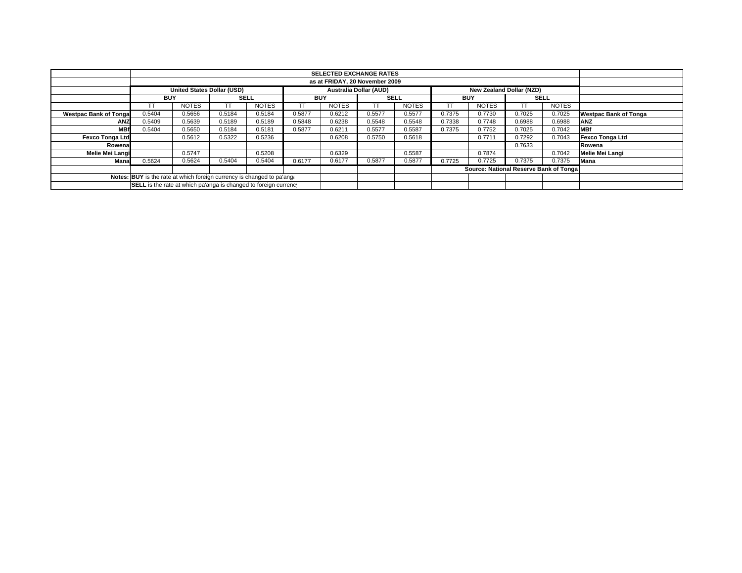| | SELECTED EXCHANGE RATES | | | | | | | | | | | | |
|---|---|---|---|---|---|---|---|---|---|---|---|---|---|
| | as at FRIDAY, 20 November 2009 | | | | | | | | | | | | |
| | United States Dollar (USD) | | | | Australia Dollar (AUD) | | | | New Zealand Dollar (NZD) | | | | |
| | BUY | | SELL | | BUY | | SELL | | BUY | | SELL | | |
| | TT | NOTES | TT | NOTES | TT | NOTES | TT | NOTES | TT | NOTES | TT | NOTES | |
| Westpac Bank of Tonga | 0.5404 | 0.5656 | 0.5184 | 0.5184 | 0.5877 | 0.6212 | 0.5577 | 0.5577 | 0.7375 | 0.7730 | 0.7025 | 0.7025 | Westpac Bank of Tonga |
| ANZ | 0.5409 | 0.5639 | 0.5189 | 0.5189 | 0.5848 | 0.6238 | 0.5548 | 0.5548 | 0.7338 | 0.7748 | 0.6988 | 0.6988 | ANZ |
| MBf | 0.5404 | 0.5650 | 0.5184 | 0.5181 | 0.5877 | 0.6211 | 0.5577 | 0.5587 | 0.7375 | 0.7752 | 0.7025 | 0.7042 | MBf |
| Fexco Tonga Ltd | | 0.5612 | 0.5322 | 0.5236 | | 0.6208 | 0.5750 | 0.5618 | | 0.7711 | 0.7292 | 0.7043 | Fexco Tonga Ltd |
| Rowena | | | | | | | | | | | 0.7633 | | Rowena |
| Melie Mei Langi | | 0.5747 | | 0.5208 | | 0.6329 | | 0.5587 | | 0.7874 | | 0.7042 | Melie Mei Langi |
| Mana | 0.5624 | 0.5624 | 0.5404 | 0.5404 | 0.6177 | 0.6177 | 0.5877 | 0.5877 | 0.7725 | 0.7725 | 0.7375 | 0.7375 | Mana |

Source: National Reserve Bank of Tonga

Notes: **BUY** is the rate at which foreign currency is changed to pa'anga

**SELL** is the rate at which pa'anga is changed to foreign currency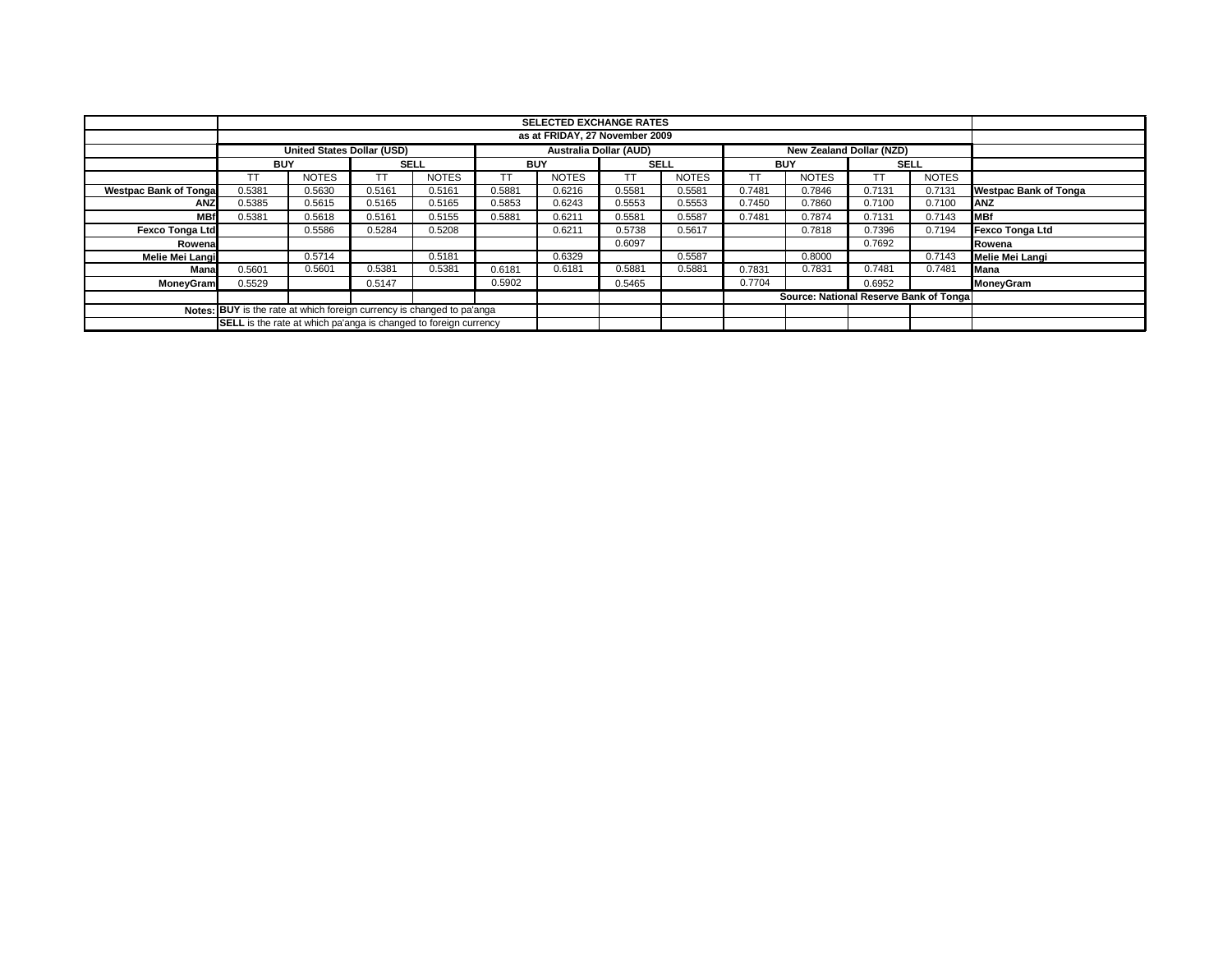| | SELECTED EXCHANGE RATES | | | | | | | | | | | | |
|---|---|---|---|---|---|---|---|---|---|---|---|---|---|
| | as at FRIDAY, 27 November 2009 | | | | | | | | | | | | |
| | United States Dollar (USD) | | | | Australia Dollar (AUD) | | | | New Zealand Dollar (NZD) | | | | |
| | BUY | | SELL | | BUY | | SELL | | BUY | | SELL | | |
| | TT | NOTES | TT | NOTES | TT | NOTES | TT | NOTES | TT | NOTES | TT | NOTES | |
| **Westpac Bank of Tonga** | 0.5381 | 0.5630 | 0.5161 | 0.5161 | 0.5881 | 0.6216 | 0.5581 | 0.5581 | 0.7481 | 0.7846 | 0.7131 | 0.7131 | **Westpac Bank of Tonga** |
| **ANZ** | 0.5385 | 0.5615 | 0.5165 | 0.5165 | 0.5853 | 0.6243 | 0.5553 | 0.5553 | 0.7450 | 0.7860 | 0.7100 | 0.7100 | **ANZ** |
| **MBf** | 0.5381 | 0.5618 | 0.5161 | 0.5155 | 0.5881 | 0.6211 | 0.5581 | 0.5587 | 0.7481 | 0.7874 | 0.7131 | 0.7143 | **MBf** |
| **Fexco Tonga Ltd** | | 0.5586 | 0.5284 | 0.5208 | | 0.6211 | 0.5738 | 0.5617 | | 0.7818 | 0.7396 | 0.7194 | **Fexco Tonga Ltd** |
| **Rowena** | | | | | | | 0.6097 | | | | 0.7692 | | **Rowena** |
| **Melie Mei Langi** | | 0.5714 | | 0.5181 | | 0.6329 | | 0.5587 | | 0.8000 | | 0.7143 | **Melie Mei Langi** |
| **Mana** | 0.5601 | 0.5601 | 0.5381 | 0.5381 | 0.6181 | 0.6181 | 0.5881 | 0.5881 | 0.7831 | 0.7831 | 0.7481 | 0.7481 | **Mana** |
| **MoneyGram** | 0.5529 | | 0.5147 | | 0.5902 | | 0.5465 | | 0.7704 | | 0.6952 | | **MoneyGram** |
| | | | | | | | | | **Source: National Reserve Bank of Tonga** | | | | |
| **Notes:** | **BUY** is the rate at which foreign currency is changed to pa'anga | | | | | | | | | | | | |
| | **SELL** is the rate at which pa'anga is changed to foreign currency | | | | | | | | | | | | |